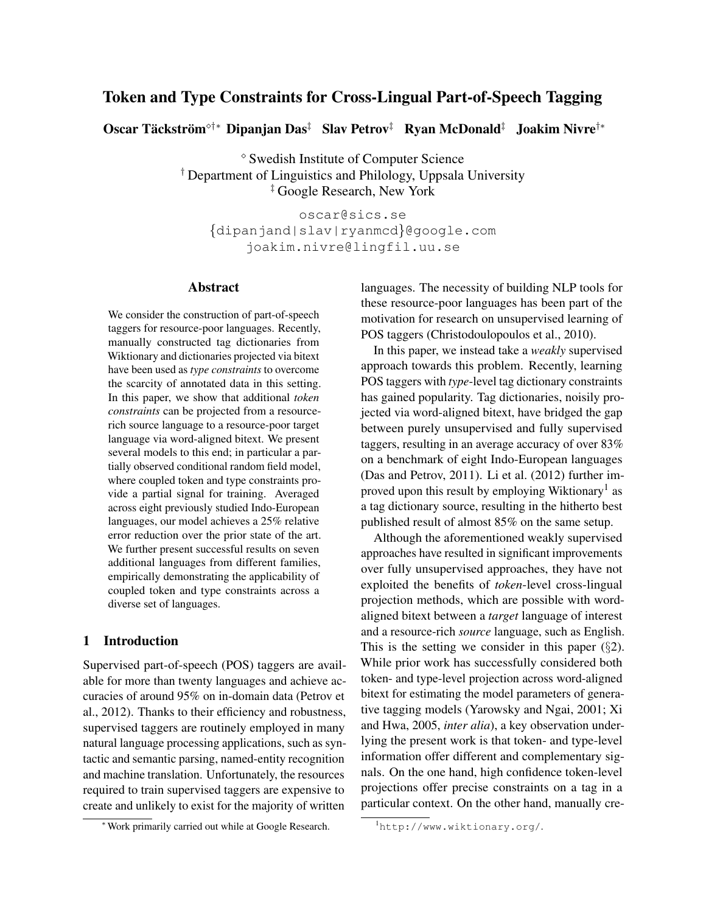# Token and Type Constraints for Cross-Lingual Part-of-Speech Tagging

**Oscar Täckström**[◇†*] **Dipanjan Das**[‡] **Slav Petrov**[‡] **Ryan McDonald**[‡] **Joakim Nivre**[†*]

[◇] Swedish Institute of Computer Science
[†] Department of Linguistics and Philology, Uppsala University
[‡] Google Research, New York

oscar@sics.se
{dipanjand|slav|ryanmcd}@google.com
joakim.nivre@lingfil.uu.se

## Abstract

We consider the construction of part-of-speech taggers for resource-poor languages. Recently, manually constructed tag dictionaries from Wiktionary and dictionaries projected via bitext have been used as *type constraints* to overcome the scarcity of annotated data in this setting. In this paper, we show that additional *token constraints* can be projected from a resource-rich source language to a resource-poor target language via word-aligned bitext. We present several models to this end; in particular a partially observed conditional random field model, where coupled token and type constraints provide a partial signal for training. Averaged across eight previously studied Indo-European languages, our model achieves a 25% relative error reduction over the prior state of the art. We further present successful results on seven additional languages from different families, empirically demonstrating the applicability of coupled token and type constraints across a diverse set of languages.

## 1 Introduction

Supervised part-of-speech (POS) taggers are available for more than twenty languages and achieve accuracies of around 95% on in-domain data (Petrov et al., 2012). Thanks to their efficiency and robustness, supervised taggers are routinely employed in many natural language processing applications, such as syntactic and semantic parsing, named-entity recognition and machine translation. Unfortunately, the resources required to train supervised taggers are expensive to create and unlikely to exist for the majority of written languages. The necessity of building NLP tools for these resource-poor languages has been part of the motivation for research on unsupervised learning of POS taggers (Christodoulopoulos et al., 2010).

In this paper, we instead take a *weakly* supervised approach towards this problem. Recently, learning POS taggers with *type*-level tag dictionary constraints has gained popularity. Tag dictionaries, noisily projected via word-aligned bitext, have bridged the gap between purely unsupervised and fully supervised taggers, resulting in an average accuracy of over 83% on a benchmark of eight Indo-European languages (Das and Petrov, 2011). Li et al. (2012) further improved upon this result by employing Wiktionary[1] as a tag dictionary source, resulting in the hitherto best published result of almost 85% on the same setup.

Although the aforementioned weakly supervised approaches have resulted in significant improvements over fully unsupervised approaches, they have not exploited the benefits of *token*-level cross-lingual projection methods, which are possible with word-aligned bitext between a *target* language of interest and a resource-rich *source* language, such as English. This is the setting we consider in this paper (§2). While prior work has successfully considered both token- and type-level projection across word-aligned bitext for estimating the model parameters of generative tagging models (Yarowsky and Ngai, 2001; Xi and Hwa, 2005, *inter alia*), a key observation underlying the present work is that token- and type-level information offer different and complementary signals. On the one hand, high confidence token-level projections offer precise constraints on a tag in a particular context. On the other hand, manually cre-

[*] Work primarily carried out while at Google Research.

[1] http://www.wiktionary.org/.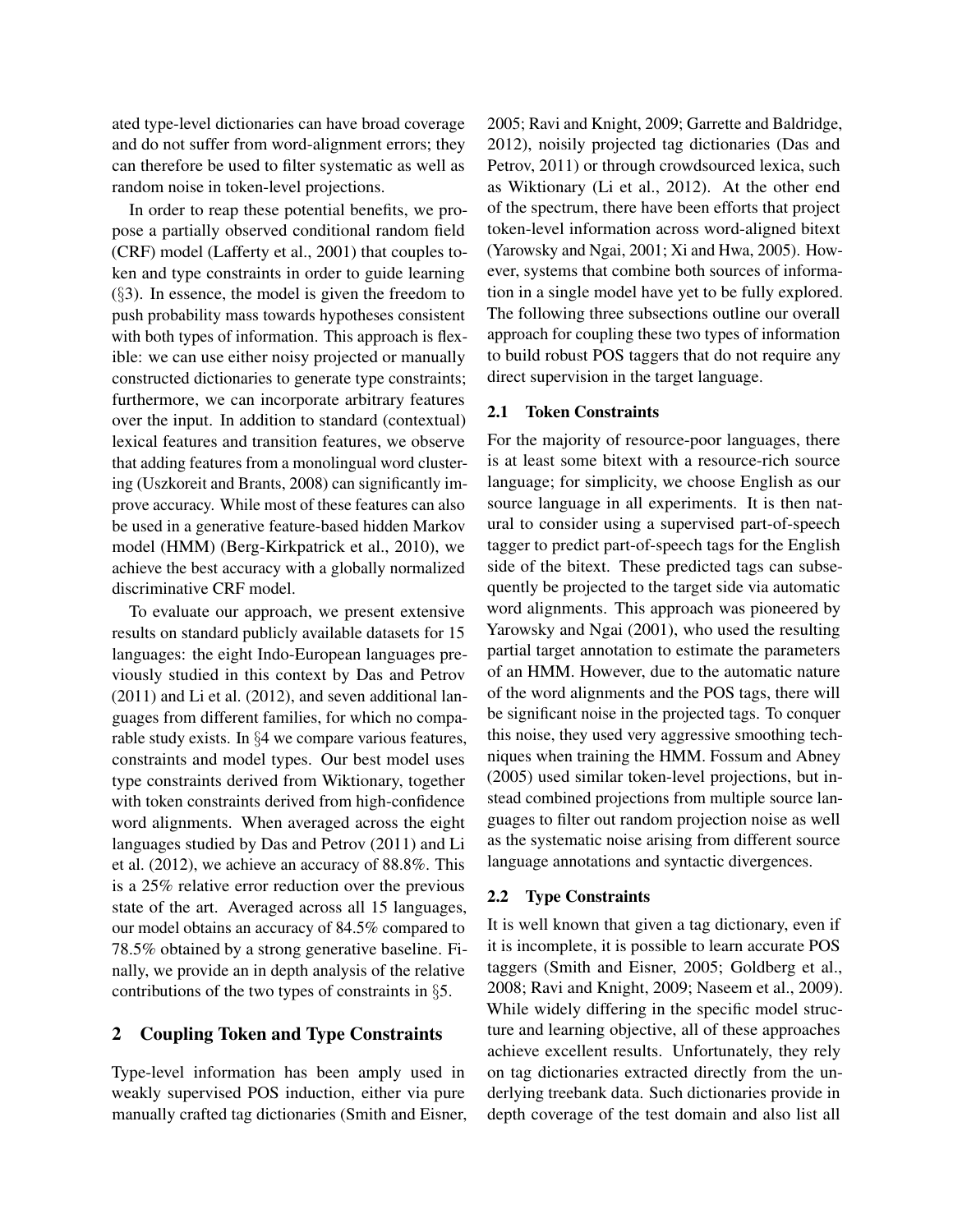ated type-level dictionaries can have broad coverage and do not suffer from word-alignment errors; they can therefore be used to filter systematic as well as random noise in token-level projections.

In order to reap these potential benefits, we propose a partially observed conditional random field (CRF) model (Lafferty et al., 2001) that couples token and type constraints in order to guide learning (§3). In essence, the model is given the freedom to push probability mass towards hypotheses consistent with both types of information. This approach is flexible: we can use either noisy projected or manually constructed dictionaries to generate type constraints; furthermore, we can incorporate arbitrary features over the input. In addition to standard (contextual) lexical features and transition features, we observe that adding features from a monolingual word clustering (Uszkoreit and Brants, 2008) can significantly improve accuracy. While most of these features can also be used in a generative feature-based hidden Markov model (HMM) (Berg-Kirkpatrick et al., 2010), we achieve the best accuracy with a globally normalized discriminative CRF model.

To evaluate our approach, we present extensive results on standard publicly available datasets for 15 languages: the eight Indo-European languages previously studied in this context by Das and Petrov (2011) and Li et al. (2012), and seven additional languages from different families, for which no comparable study exists. In §4 we compare various features, constraints and model types. Our best model uses type constraints derived from Wiktionary, together with token constraints derived from high-confidence word alignments. When averaged across the eight languages studied by Das and Petrov (2011) and Li et al. (2012), we achieve an accuracy of 88.8%. This is a 25% relative error reduction over the previous state of the art. Averaged across all 15 languages, our model obtains an accuracy of 84.5% compared to 78.5% obtained by a strong generative baseline. Finally, we provide an in depth analysis of the relative contributions of the two types of constraints in §5.

## 2 Coupling Token and Type Constraints

Type-level information has been amply used in weakly supervised POS induction, either via pure manually crafted tag dictionaries (Smith and Eisner, 2005; Ravi and Knight, 2009; Garrette and Baldridge, 2012), noisily projected tag dictionaries (Das and Petrov, 2011) or through crowdsourced lexica, such as Wiktionary (Li et al., 2012). At the other end of the spectrum, there have been efforts that project token-level information across word-aligned bitext (Yarowsky and Ngai, 2001; Xi and Hwa, 2005). However, systems that combine both sources of information in a single model have yet to be fully explored. The following three subsections outline our overall approach for coupling these two types of information to build robust POS taggers that do not require any direct supervision in the target language.

### 2.1 Token Constraints

For the majority of resource-poor languages, there is at least some bitext with a resource-rich source language; for simplicity, we choose English as our source language in all experiments. It is then natural to consider using a supervised part-of-speech tagger to predict part-of-speech tags for the English side of the bitext. These predicted tags can subsequently be projected to the target side via automatic word alignments. This approach was pioneered by Yarowsky and Ngai (2001), who used the resulting partial target annotation to estimate the parameters of an HMM. However, due to the automatic nature of the word alignments and the POS tags, there will be significant noise in the projected tags. To conquer this noise, they used very aggressive smoothing techniques when training the HMM. Fossum and Abney (2005) used similar token-level projections, but instead combined projections from multiple source languages to filter out random projection noise as well as the systematic noise arising from different source language annotations and syntactic divergences.

### 2.2 Type Constraints

It is well known that given a tag dictionary, even if it is incomplete, it is possible to learn accurate POS taggers (Smith and Eisner, 2005; Goldberg et al., 2008; Ravi and Knight, 2009; Naseem et al., 2009). While widely differing in the specific model structure and learning objective, all of these approaches achieve excellent results. Unfortunately, they rely on tag dictionaries extracted directly from the underlying treebank data. Such dictionaries provide in depth coverage of the test domain and also list all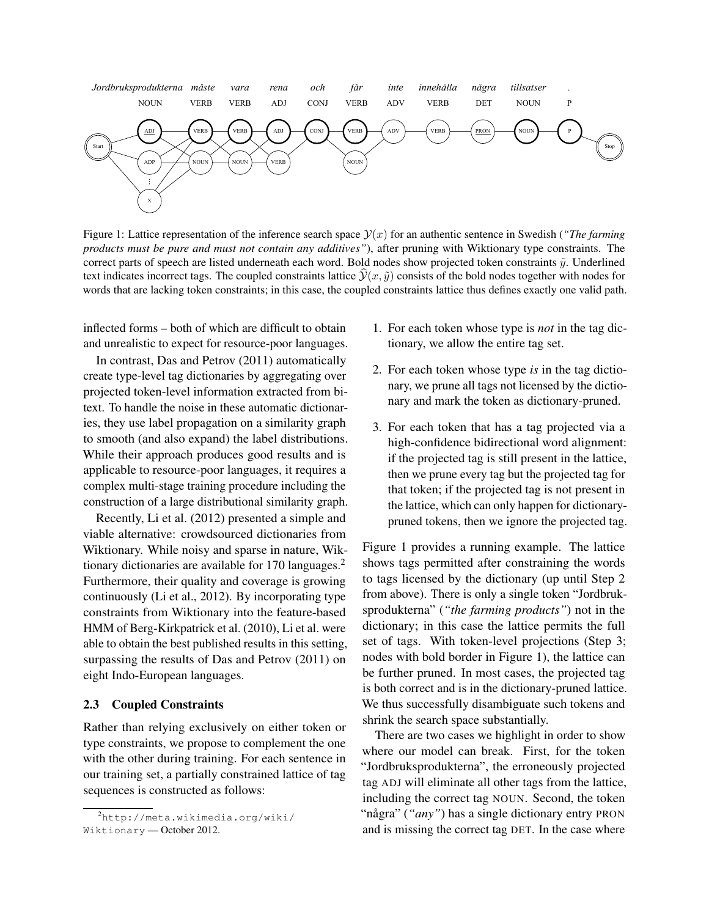Figure 1: Lattice representation of the inference search space $\mathcal{Y}(x)$ for an authentic sentence in Swedish (*"The farming products must be pure and must not contain any additives"*), after pruning with Wiktionary type constraints. The correct parts of speech are listed underneath each word. Bold nodes show projected token constraints $\tilde{y}$. Underlined text indicates incorrect tags. The coupled constraints lattice $\widehat{\mathcal{Y}}(x, \tilde{y})$ consists of the bold nodes together with nodes for words that are lacking token constraints; in this case, the coupled constraints lattice thus defines exactly one valid path.

inflected forms – both of which are difficult to obtain and unrealistic to expect for resource-poor languages.

In contrast, Das and Petrov (2011) automatically create type-level tag dictionaries by aggregating over projected token-level information extracted from bitext. To handle the noise in these automatic dictionaries, they use label propagation on a similarity graph to smooth (and also expand) the label distributions. While their approach produces good results and is applicable to resource-poor languages, it requires a complex multi-stage training procedure including the construction of a large distributional similarity graph.

Recently, Li et al. (2012) presented a simple and viable alternative: crowdsourced dictionaries from Wiktionary. While noisy and sparse in nature, Wiktionary dictionaries are available for 170 languages.[2] Furthermore, their quality and coverage is growing continuously (Li et al., 2012). By incorporating type constraints from Wiktionary into the feature-based HMM of Berg-Kirkpatrick et al. (2010), Li et al. were able to obtain the best published results in this setting, surpassing the results of Das and Petrov (2011) on eight Indo-European languages.

### 2.3 Coupled Constraints

Rather than relying exclusively on either token or type constraints, we propose to complement the one with the other during training. For each sentence in our training set, a partially constrained lattice of tag sequences is constructed as follows:

1. For each token whose type is *not* in the tag dictionary, we allow the entire tag set.
2. For each token whose type *is* in the tag dictionary, we prune all tags not licensed by the dictionary and mark the token as dictionary-pruned.
3. For each token that has a tag projected via a high-confidence bidirectional word alignment: if the projected tag is still present in the lattice, then we prune every tag but the projected tag for that token; if the projected tag is not present in the lattice, which can only happen for dictionary-pruned tokens, then we ignore the projected tag.

Figure 1 provides a running example. The lattice shows tags permitted after constraining the words to tags licensed by the dictionary (up until Step 2 from above). There is only a single token "Jordbruksprodukterna" (*"the farming products"*) not in the dictionary; in this case the lattice permits the full set of tags. With token-level projections (Step 3; nodes with bold border in Figure 1), the lattice can be further pruned. In most cases, the projected tag is both correct and is in the dictionary-pruned lattice. We thus successfully disambiguate such tokens and shrink the search space substantially.

There are two cases we highlight in order to show where our model can break. First, for the token "Jordbruksprodukterna", the erroneously projected tag ADJ will eliminate all other tags from the lattice, including the correct tag NOUN. Second, the token "några" (*"any"*) has a single dictionary entry PRON and is missing the correct tag DET. In the case where

[2] http://meta.wikimedia.org/wiki/Wiktionary — October 2012.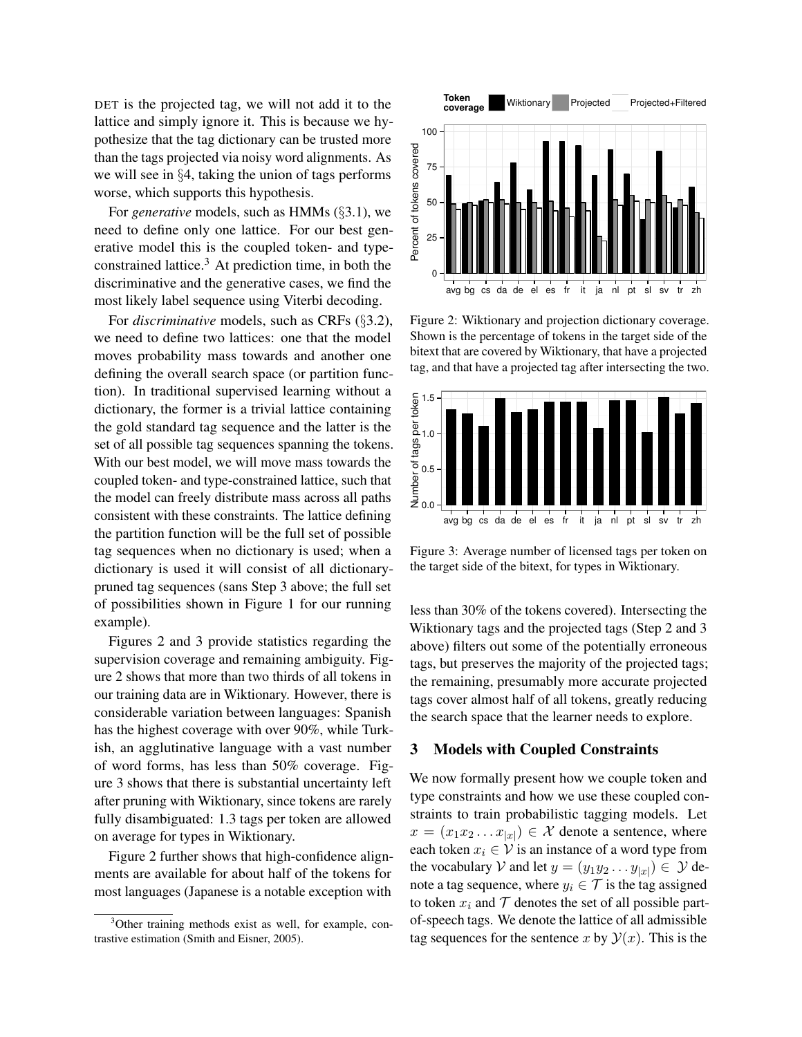DET is the projected tag, we will not add it to the lattice and simply ignore it. This is because we hypothesize that the tag dictionary can be trusted more than the tags projected via noisy word alignments. As we will see in §4, taking the union of tags performs worse, which supports this hypothesis.

For *generative* models, such as HMMs (§3.1), we need to define only one lattice. For our best generative model this is the coupled token- and type-constrained lattice.[3] At prediction time, in both the discriminative and the generative cases, we find the most likely label sequence using Viterbi decoding.

For *discriminative* models, such as CRFs (§3.2), we need to define two lattices: one that the model moves probability mass towards and another one defining the overall search space (or partition function). In traditional supervised learning without a dictionary, the former is a trivial lattice containing the gold standard tag sequence and the latter is the set of all possible tag sequences spanning the tokens. With our best model, we will move mass towards the coupled token- and type-constrained lattice, such that the model can freely distribute mass across all paths consistent with these constraints. The lattice defining the partition function will be the full set of possible tag sequences when no dictionary is used; when a dictionary is used it will consist of all dictionary-pruned tag sequences (sans Step 3 above; the full set of possibilities shown in Figure 1 for our running example).

Figures 2 and 3 provide statistics regarding the supervision coverage and remaining ambiguity. Figure 2 shows that more than two thirds of all tokens in our training data are in Wiktionary. However, there is considerable variation between languages: Spanish has the highest coverage with over 90%, while Turkish, an agglutinative language with a vast number of word forms, has less than 50% coverage. Figure 3 shows that there is substantial uncertainty left after pruning with Wiktionary, since tokens are rarely fully disambiguated: 1.3 tags per token are allowed on average for types in Wiktionary.

Figure 2 further shows that high-confidence alignments are available for about half of the tokens for most languages (Japanese is a notable exception with less than 30% of the tokens covered). Intersecting the Wiktionary tags and the projected tags (Step 2 and 3 above) filters out some of the potentially erroneous tags, but preserves the majority of the projected tags; the remaining, presumably more accurate projected tags cover almost half of all tokens, greatly reducing the search space that the learner needs to explore.

Figure 2: Wiktionary and projection dictionary coverage. Shown is the percentage of tokens in the target side of the bitext that are covered by Wiktionary, that have a projected tag, and that have a projected tag after intersecting the two.

Figure 3: Average number of licensed tags per token on the target side of the bitext, for types in Wiktionary.

## 3 Models with Coupled Constraints

We now formally present how we couple token and type constraints and how we use these coupled constraints to train probabilistic tagging models. Let $x = (x_1 x_2 \dots x_{|x|}) \in \mathcal{X}$ denote a sentence, where each token $x_i \in \mathcal{V}$ is an instance of a word type from the vocabulary $\mathcal{V}$ and let $y = (y_1 y_2 \dots y_{|x|}) \in \mathcal{Y}$ denote a tag sequence, where $y_i \in \mathcal{T}$ is the tag assigned to token $x_i$ and $\mathcal{T}$ denotes the set of all possible part-of-speech tags. We denote the lattice of all admissible tag sequences for the sentence $x$ by $\mathcal{Y}(x)$. This is the

[3] Other training methods exist as well, for example, contrastive estimation (Smith and Eisner, 2005).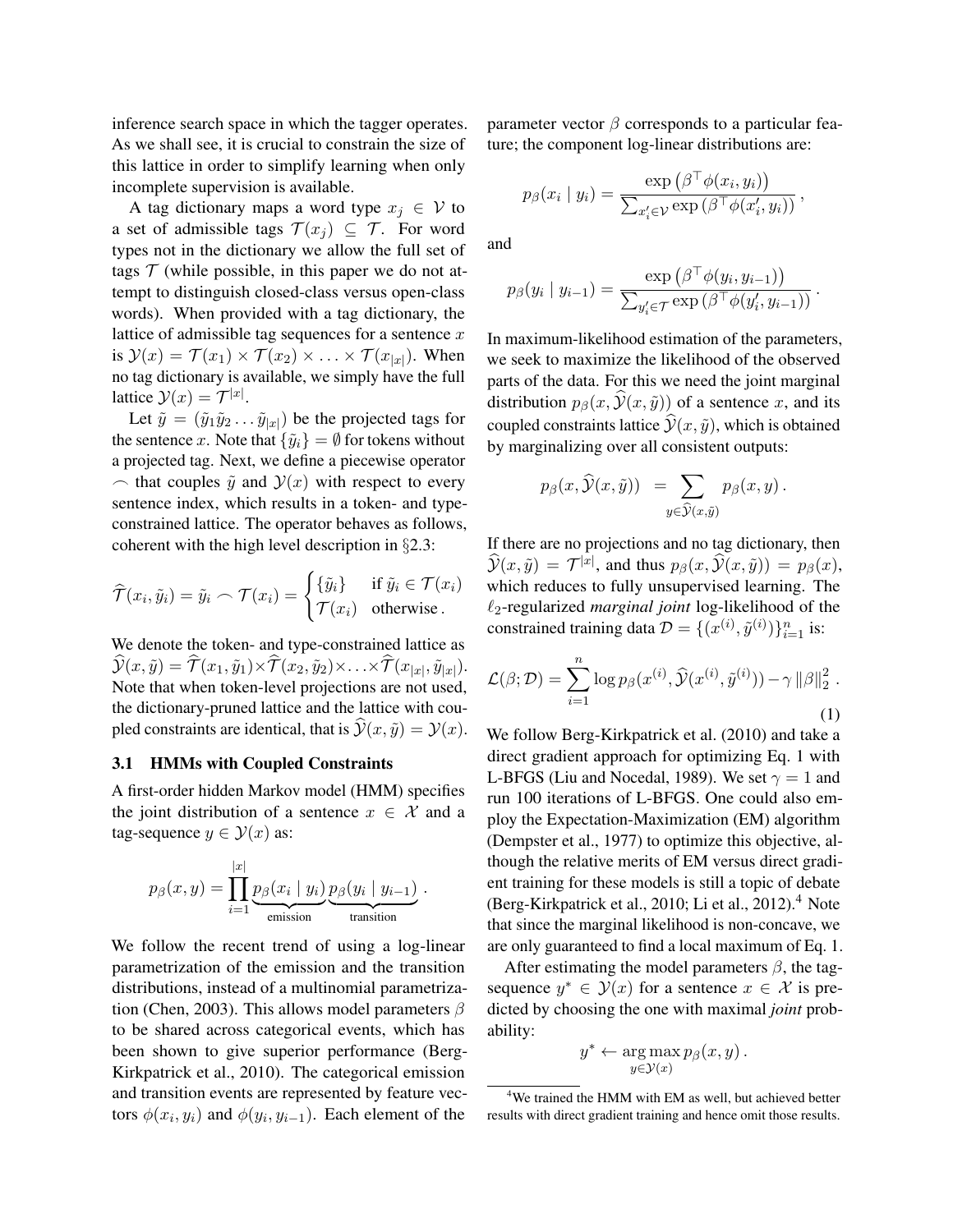inference search space in which the tagger operates. As we shall see, it is crucial to constrain the size of this lattice in order to simplify learning when only incomplete supervision is available.

A tag dictionary maps a word type $x_j \in \mathcal{V}$ to a set of admissible tags $\mathcal{T}(x_j) \subseteq \mathcal{T}$. For word types not in the dictionary we allow the full set of tags $\mathcal{T}$ (while possible, in this paper we do not attempt to distinguish closed-class versus open-class words). When provided with a tag dictionary, the lattice of admissible tag sequences for a sentence $x$ is $\mathcal{Y}(x) = \mathcal{T}(x_1) \times \mathcal{T}(x_2) \times \ldots \times \mathcal{T}(x_{|x|})$. When no tag dictionary is available, we simply have the full lattice $\mathcal{Y}(x) = \mathcal{T}^{|x|}$.

Let $\tilde{y} = (\tilde{y}_1 \tilde{y}_2 \ldots \tilde{y}_{|x|})$ be the projected tags for the sentence $x$. Note that $\{\tilde{y}_i\} = \emptyset$ for tokens without a projected tag. Next, we define a piecewise operator $\frown$ that couples $\tilde{y}$ and $\mathcal{Y}(x)$ with respect to every sentence index, which results in a token- and type-constrained lattice. The operator behaves as follows, coherent with the high level description in §2.3:

$$\widehat{\mathcal{T}}(x_i, \tilde{y}_i) = \tilde{y}_i \frown \mathcal{T}(x_i) = \begin{cases} \{\tilde{y}_i\} & \text{if } \tilde{y}_i \in \mathcal{T}(x_i) \\ \mathcal{T}(x_i) & \text{otherwise} . \end{cases}$$

We denote the token- and type-constrained lattice as $\widehat{\mathcal{Y}}(x, \tilde{y}) = \widehat{\mathcal{T}}(x_1, \tilde{y}_1) \times \widehat{\mathcal{T}}(x_2, \tilde{y}_2) \times \ldots \times \widehat{\mathcal{T}}(x_{|x|}, \tilde{y}_{|x|})$. Note that when token-level projections are not used, the dictionary-pruned lattice and the lattice with coupled constraints are identical, that is $\widehat{\mathcal{Y}}(x, \tilde{y}) = \mathcal{Y}(x)$.

### 3.1 HMMs with Coupled Constraints

A first-order hidden Markov model (HMM) specifies the joint distribution of a sentence $x \in \mathcal{X}$ and a tag-sequence $y \in \mathcal{Y}(x)$ as:

$$p_\beta(x, y) = \prod_{i=1}^{|x|} \underbrace{p_\beta(x_i \mid y_i)}_{\text{emission}} \underbrace{p_\beta(y_i \mid y_{i-1})}_{\text{transition}} .$$

We follow the recent trend of using a log-linear parametrization of the emission and the transition distributions, instead of a multinomial parametrization (Chen, 2003). This allows model parameters $\beta$ to be shared across categorical events, which has been shown to give superior performance (Berg-Kirkpatrick et al., 2010). The categorical emission and transition events are represented by feature vectors $\phi(x_i, y_i)$ and $\phi(y_i, y_{i-1})$. Each element of the parameter vector $\beta$ corresponds to a particular feature; the component log-linear distributions are:

$$p_\beta(x_i \mid y_i) = \frac{\exp\left(\beta^\top \phi(x_i, y_i)\right)}{\sum_{x'_i \in \mathcal{V}} \exp\left(\beta^\top \phi(x'_i, y_i)\right)} ,$$

and

$$p_\beta(y_i \mid y_{i-1}) = \frac{\exp\left(\beta^\top \phi(y_i, y_{i-1})\right)}{\sum_{y'_i \in \mathcal{T}} \exp\left(\beta^\top \phi(y'_i, y_{i-1})\right)} .$$

In maximum-likelihood estimation of the parameters, we seek to maximize the likelihood of the observed parts of the data. For this we need the joint marginal distribution $p_\beta(x, \widehat{\mathcal{Y}}(x, \tilde{y}))$ of a sentence $x$, and its coupled constraints lattice $\widehat{\mathcal{Y}}(x, \tilde{y})$, which is obtained by marginalizing over all consistent outputs:

$$p_\beta(x, \widehat{\mathcal{Y}}(x, \tilde{y})) \;=\; \sum_{y \in \widehat{\mathcal{Y}}(x, \tilde{y})} p_\beta(x, y) .$$

If there are no projections and no tag dictionary, then $\widehat{\mathcal{Y}}(x, \tilde{y}) = \mathcal{T}^{|x|}$, and thus $p_\beta(x, \widehat{\mathcal{Y}}(x, \tilde{y})) = p_\beta(x)$, which reduces to fully unsupervised learning. The $\ell_2$-regularized *marginal joint* log-likelihood of the constrained training data $\mathcal{D} = \{(x^{(i)}, \tilde{y}^{(i)})\}_{i=1}^n$ is:

$$\mathcal{L}(\beta; \mathcal{D}) = \sum_{i=1}^{n} \log p_\beta(x^{(i)}, \widehat{\mathcal{Y}}(x^{(i)}, \tilde{y}^{(i)})) - \gamma \left\|\beta\right\|_2^2 . \quad (1)$$

We follow Berg-Kirkpatrick et al. (2010) and take a direct gradient approach for optimizing Eq. 1 with L-BFGS (Liu and Nocedal, 1989). We set $\gamma = 1$ and run 100 iterations of L-BFGS. One could also employ the Expectation-Maximization (EM) algorithm (Dempster et al., 1977) to optimize this objective, although the relative merits of EM versus direct gradient training for these models is still a topic of debate (Berg-Kirkpatrick et al., 2010; Li et al., 2012).[4] Note that since the marginal likelihood is non-concave, we are only guaranteed to find a local maximum of Eq. 1.

After estimating the model parameters $\beta$, the tag-sequence $y^* \in \mathcal{Y}(x)$ for a sentence $x \in \mathcal{X}$ is predicted by choosing the one with maximal *joint* probability:

$$y^* \leftarrow \arg\max_{y \in \mathcal{Y}(x)} p_\beta(x, y) .$$

[4] We trained the HMM with EM as well, but achieved better results with direct gradient training and hence omit those results.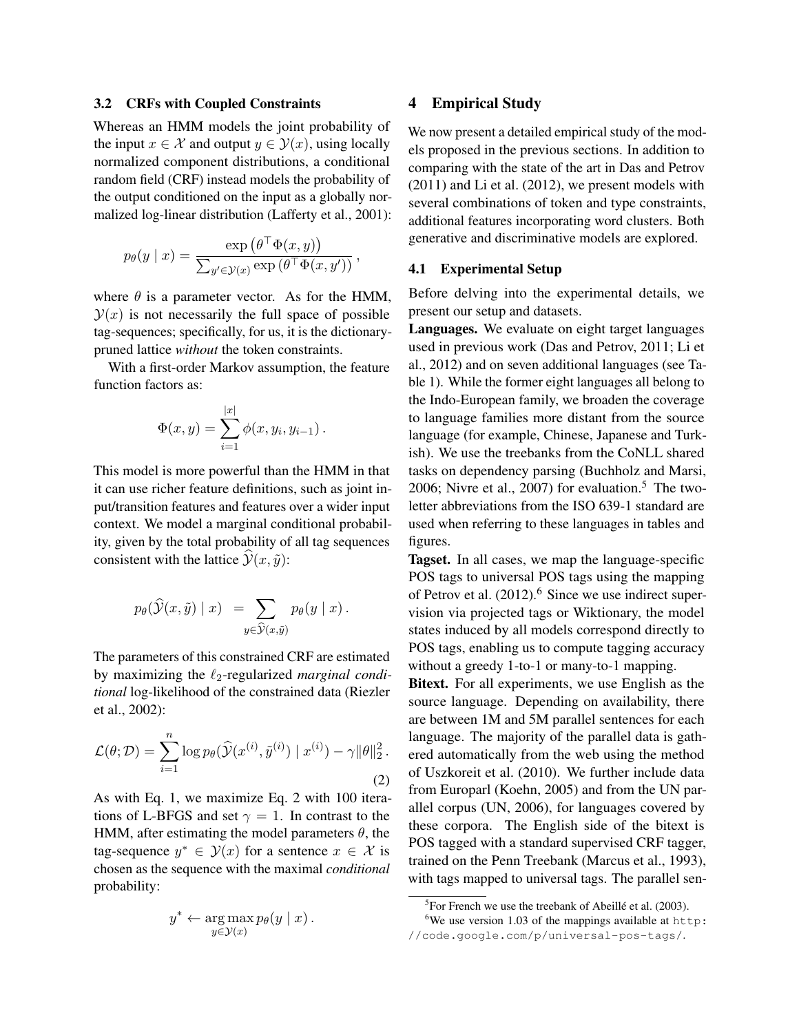### 3.2 CRFs with Coupled Constraints

Whereas an HMM models the joint probability of the input $x \in \mathcal{X}$ and output $y \in \mathcal{Y}(x)$, using locally normalized component distributions, a conditional random field (CRF) instead models the probability of the output conditioned on the input as a globally normalized log-linear distribution (Lafferty et al., 2001):

$$p_\theta(y \mid x) = \frac{\exp\left(\theta^\top \Phi(x, y)\right)}{\sum_{y' \in \mathcal{Y}(x)} \exp\left(\theta^\top \Phi(x, y')\right)} ,$$

where $\theta$ is a parameter vector. As for the HMM, $\mathcal{Y}(x)$ is not necessarily the full space of possible tag-sequences; specifically, for us, it is the dictionary-pruned lattice *without* the token constraints.

With a first-order Markov assumption, the feature function factors as:

$$\Phi(x, y) = \sum_{i=1}^{|x|} \phi(x, y_i, y_{i-1}) .$$

This model is more powerful than the HMM in that it can use richer feature definitions, such as joint input/transition features and features over a wider input context. We model a marginal conditional probability, given by the total probability of all tag sequences consistent with the lattice $\widehat{\mathcal{Y}}(x, \tilde{y})$:

$$p_\theta(\widehat{\mathcal{Y}}(x, \tilde{y}) \mid x) = \sum_{y \in \widehat{\mathcal{Y}}(x, \tilde{y})} p_\theta(y \mid x) .$$

The parameters of this constrained CRF are estimated by maximizing the $\ell_2$-regularized *marginal conditional* log-likelihood of the constrained data (Riezler et al., 2002):

$$\mathcal{L}(\theta; \mathcal{D}) = \sum_{i=1}^{n} \log p_\theta(\widehat{\mathcal{Y}}(x^{(i)}, \tilde{y}^{(i)}) \mid x^{(i)}) - \gamma \|\theta\|_2^2 . \quad (2)$$

As with Eq. 1, we maximize Eq. 2 with 100 iterations of L-BFGS and set $\gamma = 1$. In contrast to the HMM, after estimating the model parameters $\theta$, the tag-sequence $y^* \in \mathcal{Y}(x)$ for a sentence $x \in \mathcal{X}$ is chosen as the sequence with the maximal *conditional* probability:

$$y^* \leftarrow \arg\max_{y \in \mathcal{Y}(x)} p_\theta(y \mid x) .$$

## 4 Empirical Study

We now present a detailed empirical study of the models proposed in the previous sections. In addition to comparing with the state of the art in Das and Petrov (2011) and Li et al. (2012), we present models with several combinations of token and type constraints, additional features incorporating word clusters. Both generative and discriminative models are explored.

### 4.1 Experimental Setup

Before delving into the experimental details, we present our setup and datasets.

**Languages.** We evaluate on eight target languages used in previous work (Das and Petrov, 2011; Li et al., 2012) and on seven additional languages (see Table 1). While the former eight languages all belong to the Indo-European family, we broaden the coverage to language families more distant from the source language (for example, Chinese, Japanese and Turkish). We use the treebanks from the CoNLL shared tasks on dependency parsing (Buchholz and Marsi, 2006; Nivre et al., 2007) for evaluation.[5] The two-letter abbreviations from the ISO 639-1 standard are used when referring to these languages in tables and figures.

**Tagset.** In all cases, we map the language-specific POS tags to universal POS tags using the mapping of Petrov et al. (2012).[6] Since we use indirect supervision via projected tags or Wiktionary, the model states induced by all models correspond directly to POS tags, enabling us to compute tagging accuracy without a greedy 1-to-1 or many-to-1 mapping.

**Bitext.** For all experiments, we use English as the source language. Depending on availability, there are between 1M and 5M parallel sentences for each language. The majority of the parallel data is gathered automatically from the web using the method of Uszkoreit et al. (2010). We further include data from Europarl (Koehn, 2005) and from the UN parallel corpus (UN, 2006), for languages covered by these corpora. The English side of the bitext is POS tagged with a standard supervised CRF tagger, trained on the Penn Treebank (Marcus et al., 1993), with tags mapped to universal tags. The parallel sen-

[5] For French we use the treebank of Abeillé et al. (2003).

[6] We use version 1.03 of the mappings available at http://code.google.com/p/universal-pos-tags/.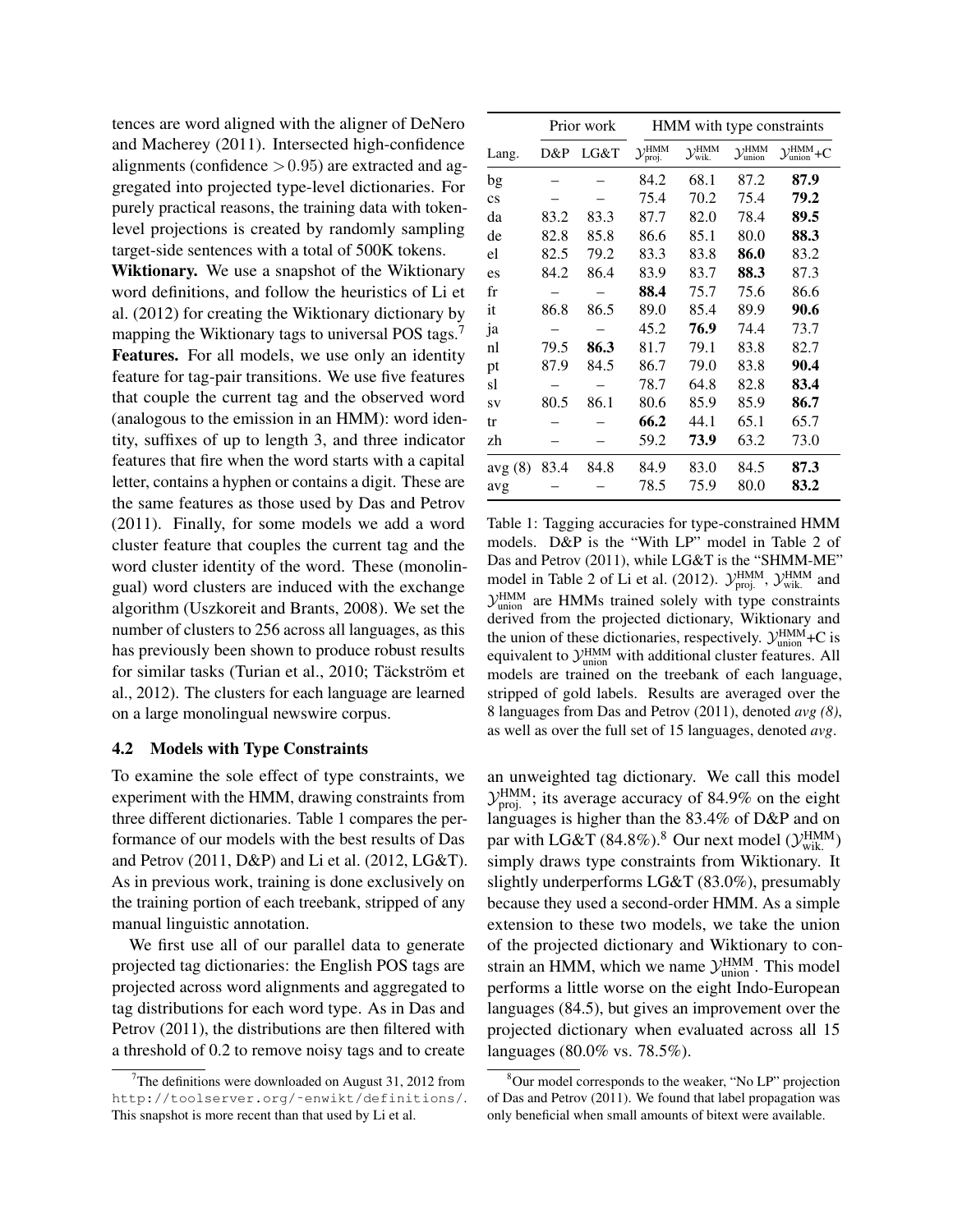tences are word aligned with the aligner of DeNero and Macherey (2011). Intersected high-confidence alignments (confidence $> 0.95$) are extracted and aggregated into projected type-level dictionaries. For purely practical reasons, the training data with token-level projections is created by randomly sampling target-side sentences with a total of 500K tokens.

**Wiktionary.** We use a snapshot of the Wiktionary word definitions, and follow the heuristics of Li et al. (2012) for creating the Wiktionary dictionary by mapping the Wiktionary tags to universal POS tags.[7]

**Features.** For all models, we use only an identity feature for tag-pair transitions. We use five features that couple the current tag and the observed word (analogous to the emission in an HMM): word identity, suffixes of up to length 3, and three indicator features that fire when the word starts with a capital letter, contains a hyphen or contains a digit. These are the same features as those used by Das and Petrov (2011). Finally, for some models we add a word cluster feature that couples the current tag and the word cluster identity of the word. These (monolingual) word clusters are induced with the exchange algorithm (Uszkoreit and Brants, 2008). We set the number of clusters to 256 across all languages, as this has previously been shown to produce robust results for similar tasks (Turian et al., 2010; Täckström et al., 2012). The clusters for each language are learned on a large monolingual newswire corpus.

### 4.2 Models with Type Constraints

To examine the sole effect of type constraints, we experiment with the HMM, drawing constraints from three different dictionaries. Table 1 compares the performance of our models with the best results of Das and Petrov (2011, D&P) and Li et al. (2012, LG&T). As in previous work, training is done exclusively on the training portion of each treebank, stripped of any manual linguistic annotation.

We first use all of our parallel data to generate projected tag dictionaries: the English POS tags are projected across word alignments and aggregated to tag distributions for each word type. As in Das and Petrov (2011), the distributions are then filtered with a threshold of 0.2 to remove noisy tags and to create an unweighted tag dictionary. We call this model $\mathcal{Y}^{\text{HMM}}_{\text{proj.}}$; its average accuracy of 84.9% on the eight languages is higher than the 83.4% of D&P and on par with LG&T (84.8%).[8] Our next model ($\mathcal{Y}^{\text{HMM}}_{\text{wik.}}$) simply draws type constraints from Wiktionary. It slightly underperforms LG&T (83.0%), presumably because they used a second-order HMM. As a simple extension to these two models, we take the union of the projected dictionary and Wiktionary to constrain an HMM, which we name $\mathcal{Y}^{\text{HMM}}_{\text{union}}$. This model performs a little worse on the eight Indo-European languages (84.5), but gives an improvement over the projected dictionary when evaluated across all 15 languages (80.0% vs. 78.5%).

| | Prior work | | HMM with type constraints | | | |
|---|---|---|---|---|---|---|
| Lang. | D&P | LG&T | $\mathcal{Y}^{\text{HMM}}_{\text{proj.}}$ | $\mathcal{Y}^{\text{HMM}}_{\text{wik.}}$ | $\mathcal{Y}^{\text{HMM}}_{\text{union}}$ | $\mathcal{Y}^{\text{HMM}}_{\text{union}}$+C |
| bg | – | – | 84.2 | 68.1 | 87.2 | **87.9** |
| cs | – | – | 75.4 | 70.2 | 75.4 | **79.2** |
| da | 83.2 | 83.3 | 87.7 | 82.0 | 78.4 | **89.5** |
| de | 82.8 | 85.8 | 86.6 | 85.1 | 80.0 | **88.3** |
| el | 82.5 | 79.2 | 83.3 | 83.8 | **86.0** | 83.2 |
| es | 84.2 | 86.4 | 83.9 | 83.7 | **88.3** | 87.3 |
| fr | – | – | **88.4** | 75.7 | 75.6 | 86.6 |
| it | 86.8 | 86.5 | 89.0 | 85.4 | 89.9 | **90.6** |
| ja | – | – | 45.2 | **76.9** | 74.4 | 73.7 |
| nl | 79.5 | **86.3** | 81.7 | 79.1 | 83.8 | 82.7 |
| pt | 87.9 | 84.5 | 86.7 | 79.0 | 83.8 | **90.4** |
| sl | – | – | 78.7 | 64.8 | 82.8 | **83.4** |
| sv | 80.5 | 86.1 | 80.6 | 85.9 | 85.9 | **86.7** |
| tr | – | – | **66.2** | 44.1 | 65.1 | 65.7 |
| zh | – | – | 59.2 | **73.9** | 63.2 | 73.0 |
| avg (8) | 83.4 | 84.8 | 84.9 | 83.0 | 84.5 | **87.3** |
| avg | – | – | 78.5 | 75.9 | 80.0 | **83.2** |

Table 1: Tagging accuracies for type-constrained HMM models. D&P is the "With LP" model in Table 2 of Das and Petrov (2011), while LG&T is the "SHMM-ME" model in Table 2 of Li et al. (2012). $\mathcal{Y}^{\text{HMM}}_{\text{proj.}}$, $\mathcal{Y}^{\text{HMM}}_{\text{wik.}}$ and $\mathcal{Y}^{\text{HMM}}_{\text{union}}$ are HMMs trained solely with type constraints derived from the projected dictionary, Wiktionary and the union of these dictionaries, respectively. $\mathcal{Y}^{\text{HMM}}_{\text{union}}$+C is equivalent to $\mathcal{Y}^{\text{HMM}}_{\text{union}}$ with additional cluster features. All models are trained on the treebank of each language, stripped of gold labels. Results are averaged over the 8 languages from Das and Petrov (2011), denoted *avg (8)*, as well as over the full set of 15 languages, denoted *avg*.

[7] The definitions were downloaded on August 31, 2012 from http://toolserver.org/~enwikt/definitions/. This snapshot is more recent than that used by Li et al.

[8] Our model corresponds to the weaker, "No LP" projection of Das and Petrov (2011). We found that label propagation was only beneficial when small amounts of bitext were available.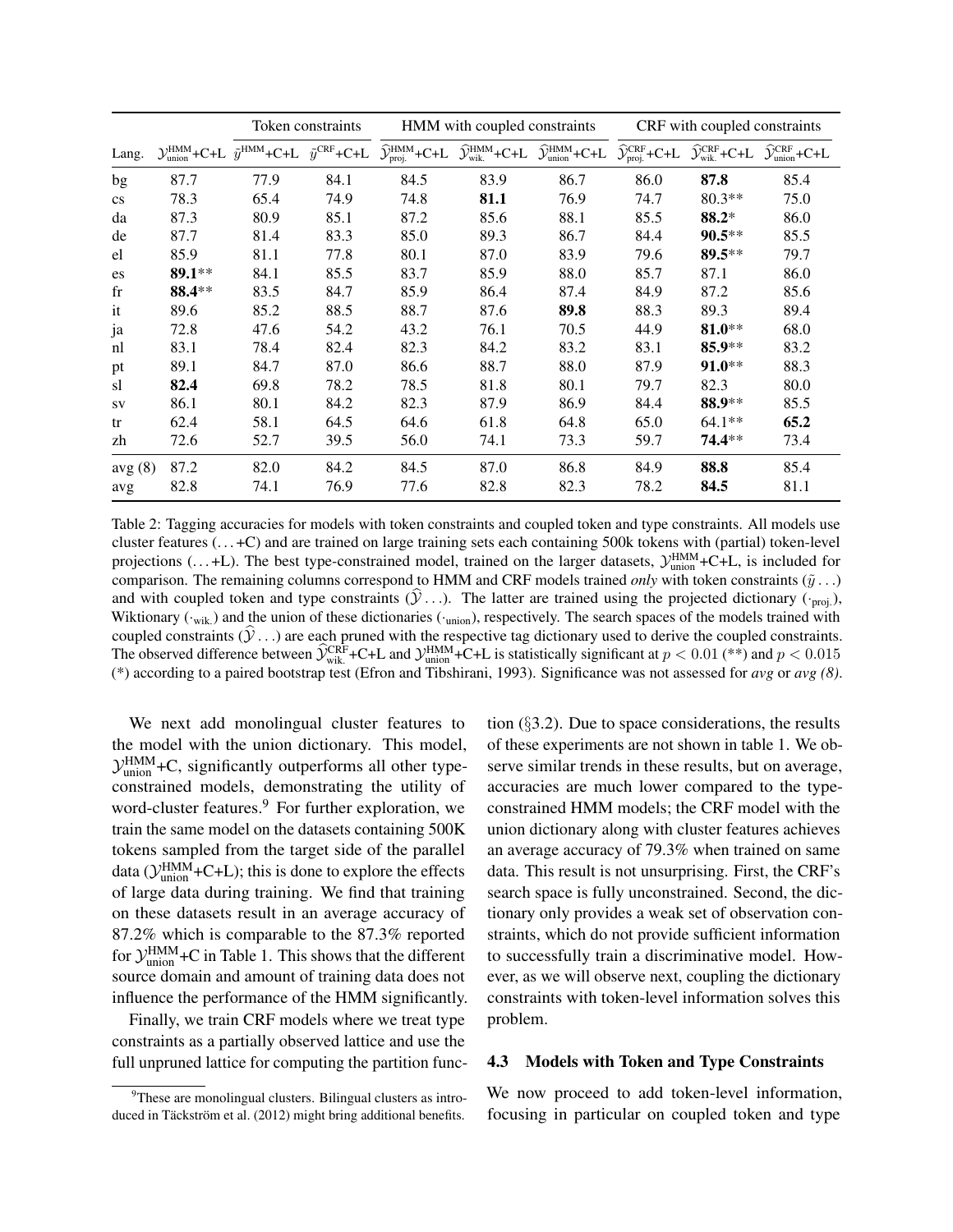| | | Token constraints | | HMM with coupled constraints | | | CRF with coupled constraints | | |
|---|---|---|---|---|---|---|---|---|---|
| Lang. | $\mathcal{Y}^{\text{HMM}}_{\text{union}}$+C+L | $\tilde{y}^{\text{HMM}}$+C+L | $\tilde{y}^{\text{CRF}}$+C+L | $\widehat{\mathcal{Y}}^{\text{HMM}}_{\text{proj.}}$+C+L | $\widehat{\mathcal{Y}}^{\text{HMM}}_{\text{wik.}}$+C+L | $\widehat{\mathcal{Y}}^{\text{HMM}}_{\text{union}}$+C+L | $\widehat{\mathcal{Y}}^{\text{CRF}}_{\text{proj.}}$+C+L | $\widehat{\mathcal{Y}}^{\text{CRF}}_{\text{wik.}}$+C+L | $\widehat{\mathcal{Y}}^{\text{CRF}}_{\text{union}}$+C+L |
| bg | 87.7 | 77.9 | 84.1 | 84.5 | 83.9 | 86.7 | 86.0 | **87.8** | 85.4 |
| cs | 78.3 | 65.4 | 74.9 | 74.8 | **81.1** | 76.9 | 74.7 | 80.3** | 75.0 |
| da | 87.3 | 80.9 | 85.1 | 87.2 | 85.6 | 88.1 | 85.5 | **88.2*** | 86.0 |
| de | 87.7 | 81.4 | 83.3 | 85.0 | 89.3 | 86.7 | 84.4 | **90.5**** | 85.5 |
| el | 85.9 | 81.1 | 77.8 | 80.1 | 87.0 | 83.9 | 79.6 | **89.5**** | 79.7 |
| es | **89.1**** | 84.1 | 85.5 | 83.7 | 85.9 | 88.0 | 85.7 | 87.1 | 86.0 |
| fr | **88.4**** | 83.5 | 84.7 | 85.9 | 86.4 | 87.4 | 84.9 | 87.2 | 85.6 |
| it | 89.6 | 85.2 | 88.5 | 88.7 | 87.6 | **89.8** | 88.3 | 89.3 | 89.4 |
| ja | 72.8 | 47.6 | 54.2 | 43.2 | 76.1 | 70.5 | 44.9 | **81.0**** | 68.0 |
| nl | 83.1 | 78.4 | 82.4 | 82.3 | 84.2 | 83.2 | 83.1 | **85.9**** | 83.2 |
| pt | 89.1 | 84.7 | 87.0 | 86.6 | 88.7 | 88.0 | 87.9 | **91.0**** | 88.3 |
| sl | **82.4** | 69.8 | 78.2 | 78.5 | 81.8 | 80.1 | 79.7 | 82.3 | 80.0 |
| sv | 86.1 | 80.1 | 84.2 | 82.3 | 87.9 | 86.9 | 84.4 | **88.9**** | 85.5 |
| tr | 62.4 | 58.1 | 64.5 | 64.6 | 61.8 | 64.8 | 65.0 | 64.1** | **65.2** |
| zh | 72.6 | 52.7 | 39.5 | 56.0 | 74.1 | 73.3 | 59.7 | **74.4**** | 73.4 |
| avg (8) | 87.2 | 82.0 | 84.2 | 84.5 | 87.0 | 86.8 | 84.9 | **88.8** | 85.4 |
| avg | 82.8 | 74.1 | 76.9 | 77.6 | 82.8 | 82.3 | 78.2 | **84.5** | 81.1 |

Table 2: Tagging accuracies for models with token constraints and coupled token and type constraints. All models use cluster features (…+C) and are trained on large training sets each containing 500k tokens with (partial) token-level projections (…+L). The best type-constrained model, trained on the larger datasets, $\mathcal{Y}^{\text{HMM}}_{\text{union}}$+C+L, is included for comparison. The remaining columns correspond to HMM and CRF models trained *only* with token constraints ($\tilde{y}\ldots$) and with coupled token and type constraints ($\widehat{\mathcal{Y}}\ldots$). The latter are trained using the projected dictionary ($\cdot_{\text{proj.}}$), Wiktionary ($\cdot_{\text{wik.}}$) and the union of these dictionaries ($\cdot_{\text{union}}$), respectively. The search spaces of the models trained with coupled constraints ($\widehat{\mathcal{Y}}\ldots$) are each pruned with the respective tag dictionary used to derive the coupled constraints. The observed difference between $\widehat{\mathcal{Y}}^{\text{CRF}}_{\text{wik.}}$+C+L and $\mathcal{Y}^{\text{HMM}}_{\text{union}}$+C+L is statistically significant at $p < 0.01$ (**) and $p < 0.015$ (*) according to a paired bootstrap test (Efron and Tibshirani, 1993). Significance was not assessed for *avg* or *avg (8)*.

We next add monolingual cluster features to the model with the union dictionary. This model, $\mathcal{Y}^{\text{HMM}}_{\text{union}}$+C, significantly outperforms all other type-constrained models, demonstrating the utility of word-cluster features.[9] For further exploration, we train the same model on the datasets containing 500K tokens sampled from the target side of the parallel data ($\mathcal{Y}^{\text{HMM}}_{\text{union}}$+C+L); this is done to explore the effects of large data during training. We find that training on these datasets result in an average accuracy of 87.2% which is comparable to the 87.3% reported for $\mathcal{Y}^{\text{HMM}}_{\text{union}}$+C in Table 1. This shows that the different source domain and amount of training data does not influence the performance of the HMM significantly.

Finally, we train CRF models where we treat type constraints as a partially observed lattice and use the full unpruned lattice for computing the partition function (§3.2). Due to space considerations, the results of these experiments are not shown in table 1. We observe similar trends in these results, but on average, accuracies are much lower compared to the type-constrained HMM models; the CRF model with the union dictionary along with cluster features achieves an average accuracy of 79.3% when trained on same data. This result is not unsurprising. First, the CRF's search space is fully unconstrained. Second, the dictionary only provides a weak set of observation constraints, which do not provide sufficient information to successfully train a discriminative model. However, as we will observe next, coupling the dictionary constraints with token-level information solves this problem.

### 4.3 Models with Token and Type Constraints

We now proceed to add token-level information, focusing in particular on coupled token and type

[9] These are monolingual clusters. Bilingual clusters as introduced in Täckström et al. (2012) might bring additional benefits.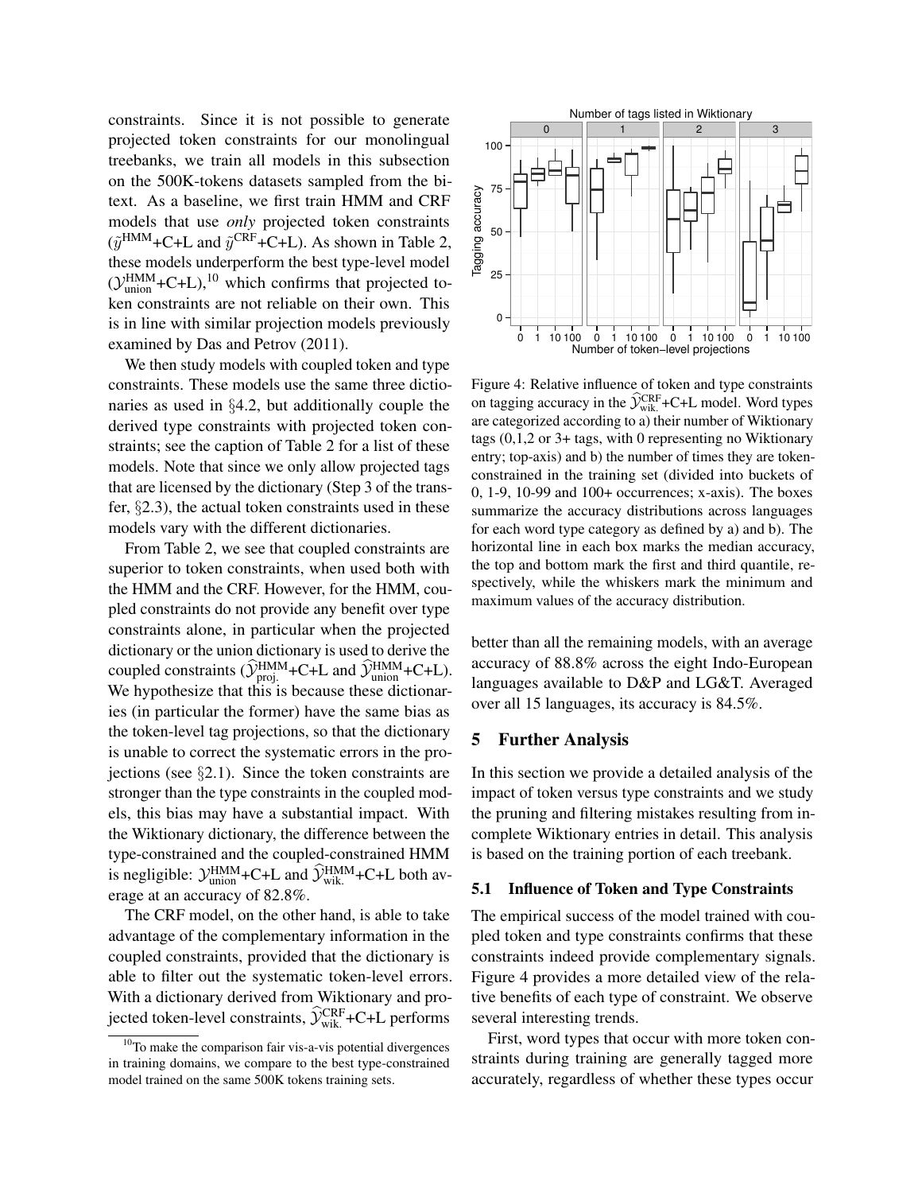constraints. Since it is not possible to generate projected token constraints for our monolingual treebanks, we train all models in this subsection on the 500K-tokens datasets sampled from the bitext. As a baseline, we first train HMM and CRF models that use *only* projected token constraints ($\tilde{y}^{\text{HMM}}$+C+L and $\tilde{y}^{\text{CRF}}$+C+L). As shown in Table 2, these models underperform the best type-level model ($\mathcal{Y}^{\text{HMM}}_{\text{union}}$+C+L),[10] which confirms that projected token constraints are not reliable on their own. This is in line with similar projection models previously examined by Das and Petrov (2011).

We then study models with coupled token and type constraints. These models use the same three dictionaries as used in §4.2, but additionally couple the derived type constraints with projected token constraints; see the caption of Table 2 for a list of these models. Note that since we only allow projected tags that are licensed by the dictionary (Step 3 of the transfer, §2.3), the actual token constraints used in these models vary with the different dictionaries.

From Table 2, we see that coupled constraints are superior to token constraints, when used both with the HMM and the CRF. However, for the HMM, coupled constraints do not provide any benefit over type constraints alone, in particular when the projected dictionary or the union dictionary is used to derive the coupled constraints ($\widehat{\mathcal{Y}}^{\text{HMM}}_{\text{proj.}}$+C+L and $\widehat{\mathcal{Y}}^{\text{HMM}}_{\text{union}}$+C+L). We hypothesize that this is because these dictionaries (in particular the former) have the same bias as the token-level tag projections, so that the dictionary is unable to correct the systematic errors in the projections (see §2.1). Since the token constraints are stronger than the type constraints in the coupled models, this bias may have a substantial impact. With the Wiktionary dictionary, the difference between the type-constrained and the coupled-constrained HMM is negligible: $\mathcal{Y}^{\text{HMM}}_{\text{union}}$+C+L and $\widehat{\mathcal{Y}}^{\text{HMM}}_{\text{wik.}}$+C+L both average at an accuracy of 82.8%.

The CRF model, on the other hand, is able to take advantage of the complementary information in the coupled constraints, provided that the dictionary is able to filter out the systematic token-level errors. With a dictionary derived from Wiktionary and projected token-level constraints, $\widehat{\mathcal{Y}}^{\text{CRF}}_{\text{wik.}}$+C+L performs better than all the remaining models, with an average accuracy of 88.8% across the eight Indo-European languages available to D&P and LG&T. Averaged over all 15 languages, its accuracy is 84.5%.

[10] To make the comparison fair vis-a-vis potential divergences in training domains, we compare to the best type-constrained model trained on the same 500K tokens training sets.

Figure 4: Relative influence of token and type constraints on tagging accuracy in the $\widehat{\mathcal{Y}}^{\text{CRF}}_{\text{wik.}}$+C+L model. Word types are categorized according to a) their number of Wiktionary tags (0,1,2 or 3+ tags, with 0 representing no Wiktionary entry; top-axis) and b) the number of times they are token-constrained in the training set (divided into buckets of 0, 1-9, 10-99 and 100+ occurrences; x-axis). The boxes summarize the accuracy distributions across languages for each word type category as defined by a) and b). The horizontal line in each box marks the median accuracy, the top and bottom mark the first and third quantile, respectively, while the whiskers mark the minimum and maximum values of the accuracy distribution.

## 5 Further Analysis

In this section we provide a detailed analysis of the impact of token versus type constraints and we study the pruning and filtering mistakes resulting from incomplete Wiktionary entries in detail. This analysis is based on the training portion of each treebank.

### 5.1 Influence of Token and Type Constraints

The empirical success of the model trained with coupled token and type constraints confirms that these constraints indeed provide complementary signals. Figure 4 provides a more detailed view of the relative benefits of each type of constraint. We observe several interesting trends.

First, word types that occur with more token constraints during training are generally tagged more accurately, regardless of whether these types occur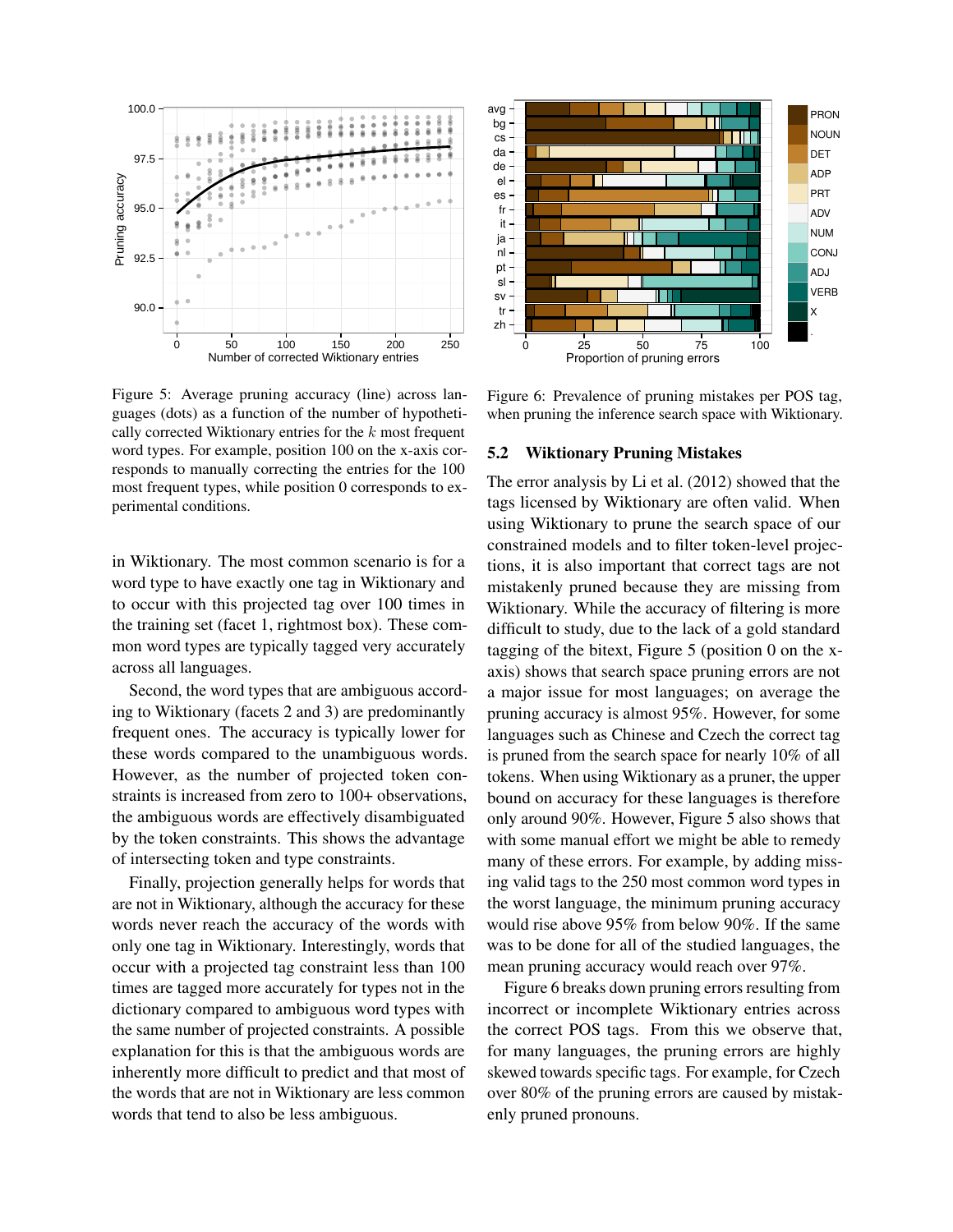Figure 5: Average pruning accuracy (line) across languages (dots) as a function of the number of hypothetically corrected Wiktionary entries for the $k$ most frequent word types. For example, position 100 on the x-axis corresponds to manually correcting the entries for the 100 most frequent types, while position 0 corresponds to experimental conditions.

Figure 6: Prevalence of pruning mistakes per POS tag, when pruning the inference search space with Wiktionary.

in Wiktionary. The most common scenario is for a word type to have exactly one tag in Wiktionary and to occur with this projected tag over 100 times in the training set (facet 1, rightmost box). These common word types are typically tagged very accurately across all languages.

Second, the word types that are ambiguous according to Wiktionary (facets 2 and 3) are predominantly frequent ones. The accuracy is typically lower for these words compared to the unambiguous words. However, as the number of projected token constraints is increased from zero to 100+ observations, the ambiguous words are effectively disambiguated by the token constraints. This shows the advantage of intersecting token and type constraints.

Finally, projection generally helps for words that are not in Wiktionary, although the accuracy for these words never reach the accuracy of the words with only one tag in Wiktionary. Interestingly, words that occur with a projected tag constraint less than 100 times are tagged more accurately for types not in the dictionary compared to ambiguous word types with the same number of projected constraints. A possible explanation for this is that the ambiguous words are inherently more difficult to predict and that most of the words that are not in Wiktionary are less common words that tend to also be less ambiguous.

## 5.2 Wiktionary Pruning Mistakes

The error analysis by Li et al. (2012) showed that the tags licensed by Wiktionary are often valid. When using Wiktionary to prune the search space of our constrained models and to filter token-level projections, it is also important that correct tags are not mistakenly pruned because they are missing from Wiktionary. While the accuracy of filtering is more difficult to study, due to the lack of a gold standard tagging of the bitext, Figure 5 (position 0 on the x-axis) shows that search space pruning errors are not a major issue for most languages; on average the pruning accuracy is almost 95%. However, for some languages such as Chinese and Czech the correct tag is pruned from the search space for nearly 10% of all tokens. When using Wiktionary as a pruner, the upper bound on accuracy for these languages is therefore only around 90%. However, Figure 5 also shows that with some manual effort we might be able to remedy many of these errors. For example, by adding missing valid tags to the 250 most common word types in the worst language, the minimum pruning accuracy would rise above 95% from below 90%. If the same was to be done for all of the studied languages, the mean pruning accuracy would reach over 97%.

Figure 6 breaks down pruning errors resulting from incorrect or incomplete Wiktionary entries across the correct POS tags. From this we observe that, for many languages, the pruning errors are highly skewed towards specific tags. For example, for Czech over 80% of the pruning errors are caused by mistakenly pruned pronouns.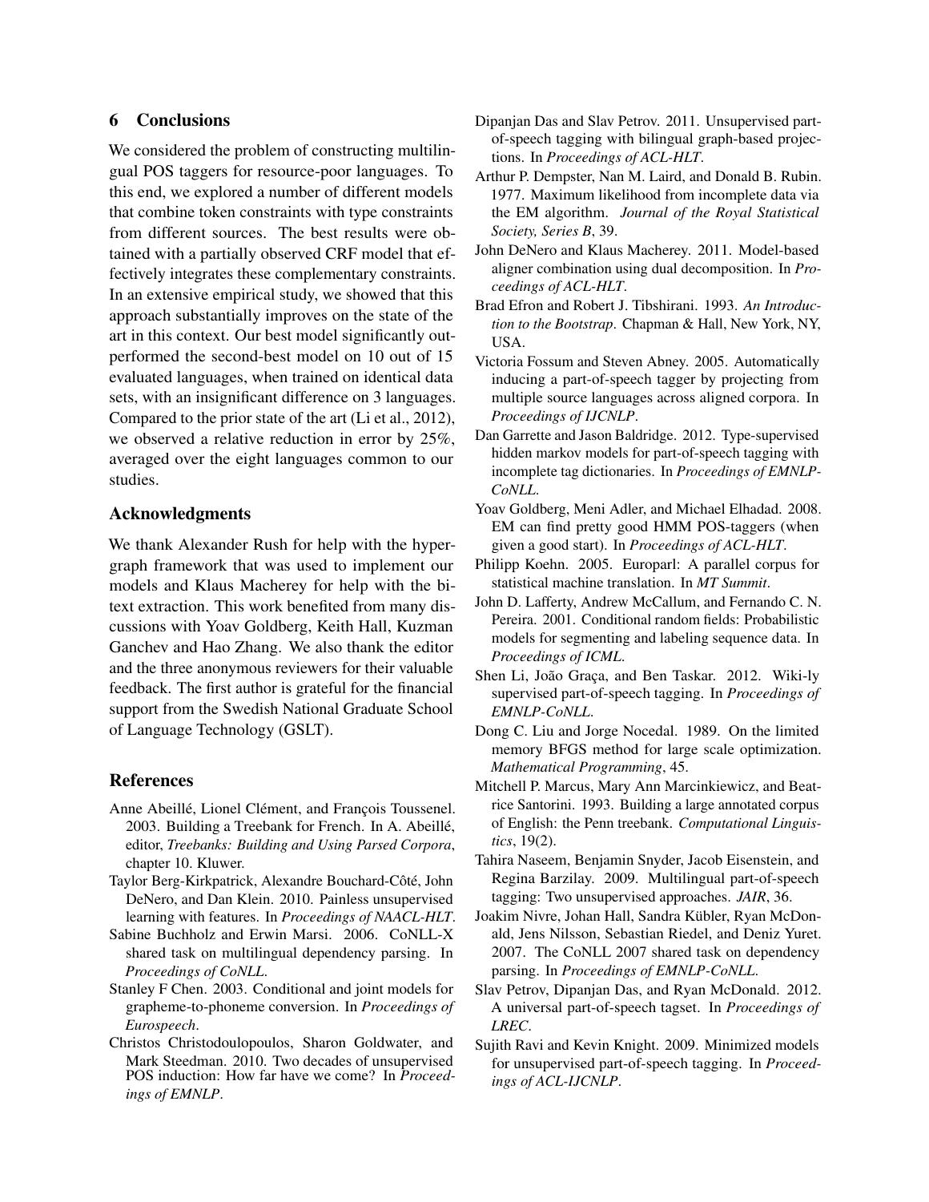## 6 Conclusions

We considered the problem of constructing multilingual POS taggers for resource-poor languages. To this end, we explored a number of different models that combine token constraints with type constraints from different sources. The best results were obtained with a partially observed CRF model that effectively integrates these complementary constraints. In an extensive empirical study, we showed that this approach substantially improves on the state of the art in this context. Our best model significantly outperformed the second-best model on 10 out of 15 evaluated languages, when trained on identical data sets, with an insignificant difference on 3 languages. Compared to the prior state of the art (Li et al., 2012), we observed a relative reduction in error by 25%, averaged over the eight languages common to our studies.

## Acknowledgments

We thank Alexander Rush for help with the hypergraph framework that was used to implement our models and Klaus Macherey for help with the bitext extraction. This work benefited from many discussions with Yoav Goldberg, Keith Hall, Kuzman Ganchev and Hao Zhang. We also thank the editor and the three anonymous reviewers for their valuable feedback. The first author is grateful for the financial support from the Swedish National Graduate School of Language Technology (GSLT).

## References

Anne Abeillé, Lionel Clément, and François Toussenel. 2003. Building a Treebank for French. In A. Abeillé, editor, *Treebanks: Building and Using Parsed Corpora*, chapter 10. Kluwer.

Taylor Berg-Kirkpatrick, Alexandre Bouchard-Côté, John DeNero, and Dan Klein. 2010. Painless unsupervised learning with features. In *Proceedings of NAACL-HLT*.

Sabine Buchholz and Erwin Marsi. 2006. CoNLL-X shared task on multilingual dependency parsing. In *Proceedings of CoNLL*.

Stanley F Chen. 2003. Conditional and joint models for grapheme-to-phoneme conversion. In *Proceedings of Eurospeech*.

Christos Christodoulopoulos, Sharon Goldwater, and Mark Steedman. 2010. Two decades of unsupervised POS induction: How far have we come? In *Proceedings of EMNLP*.

Dipanjan Das and Slav Petrov. 2011. Unsupervised part-of-speech tagging with bilingual graph-based projections. In *Proceedings of ACL-HLT*.

Arthur P. Dempster, Nan M. Laird, and Donald B. Rubin. 1977. Maximum likelihood from incomplete data via the EM algorithm. *Journal of the Royal Statistical Society, Series B*, 39.

John DeNero and Klaus Macherey. 2011. Model-based aligner combination using dual decomposition. In *Proceedings of ACL-HLT*.

Brad Efron and Robert J. Tibshirani. 1993. *An Introduction to the Bootstrap*. Chapman & Hall, New York, NY, USA.

Victoria Fossum and Steven Abney. 2005. Automatically inducing a part-of-speech tagger by projecting from multiple source languages across aligned corpora. In *Proceedings of IJCNLP*.

Dan Garrette and Jason Baldridge. 2012. Type-supervised hidden markov models for part-of-speech tagging with incomplete tag dictionaries. In *Proceedings of EMNLP-CoNLL*.

Yoav Goldberg, Meni Adler, and Michael Elhadad. 2008. EM can find pretty good HMM POS-taggers (when given a good start). In *Proceedings of ACL-HLT*.

Philipp Koehn. 2005. Europarl: A parallel corpus for statistical machine translation. In *MT Summit*.

John D. Lafferty, Andrew McCallum, and Fernando C. N. Pereira. 2001. Conditional random fields: Probabilistic models for segmenting and labeling sequence data. In *Proceedings of ICML*.

Shen Li, João Graça, and Ben Taskar. 2012. Wiki-ly supervised part-of-speech tagging. In *Proceedings of EMNLP-CoNLL*.

Dong C. Liu and Jorge Nocedal. 1989. On the limited memory BFGS method for large scale optimization. *Mathematical Programming*, 45.

Mitchell P. Marcus, Mary Ann Marcinkiewicz, and Beatrice Santorini. 1993. Building a large annotated corpus of English: the Penn treebank. *Computational Linguistics*, 19(2).

Tahira Naseem, Benjamin Snyder, Jacob Eisenstein, and Regina Barzilay. 2009. Multilingual part-of-speech tagging: Two unsupervised approaches. *JAIR*, 36.

Joakim Nivre, Johan Hall, Sandra Kübler, Ryan McDonald, Jens Nilsson, Sebastian Riedel, and Deniz Yuret. 2007. The CoNLL 2007 shared task on dependency parsing. In *Proceedings of EMNLP-CoNLL*.

Slav Petrov, Dipanjan Das, and Ryan McDonald. 2012. A universal part-of-speech tagset. In *Proceedings of LREC*.

Sujith Ravi and Kevin Knight. 2009. Minimized models for unsupervised part-of-speech tagging. In *Proceedings of ACL-IJCNLP*.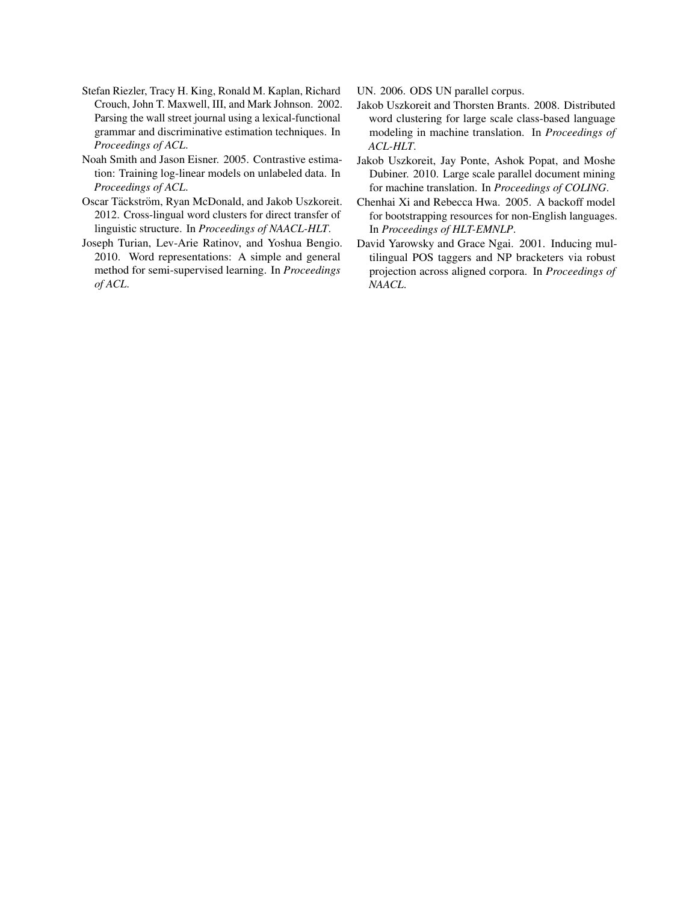Stefan Riezler, Tracy H. King, Ronald M. Kaplan, Richard Crouch, John T. Maxwell, III, and Mark Johnson. 2002. Parsing the wall street journal using a lexical-functional grammar and discriminative estimation techniques. In *Proceedings of ACL*.

Noah Smith and Jason Eisner. 2005. Contrastive estimation: Training log-linear models on unlabeled data. In *Proceedings of ACL*.

Oscar Täckström, Ryan McDonald, and Jakob Uszkoreit. 2012. Cross-lingual word clusters for direct transfer of linguistic structure. In *Proceedings of NAACL-HLT*.

Joseph Turian, Lev-Arie Ratinov, and Yoshua Bengio. 2010. Word representations: A simple and general method for semi-supervised learning. In *Proceedings of ACL*.

UN. 2006. ODS UN parallel corpus.

Jakob Uszkoreit and Thorsten Brants. 2008. Distributed word clustering for large scale class-based language modeling in machine translation. In *Proceedings of ACL-HLT*.

Jakob Uszkoreit, Jay Ponte, Ashok Popat, and Moshe Dubiner. 2010. Large scale parallel document mining for machine translation. In *Proceedings of COLING*.

Chenhai Xi and Rebecca Hwa. 2005. A backoff model for bootstrapping resources for non-English languages. In *Proceedings of HLT-EMNLP*.

David Yarowsky and Grace Ngai. 2001. Inducing multilingual POS taggers and NP bracketers via robust projection across aligned corpora. In *Proceedings of NAACL*.